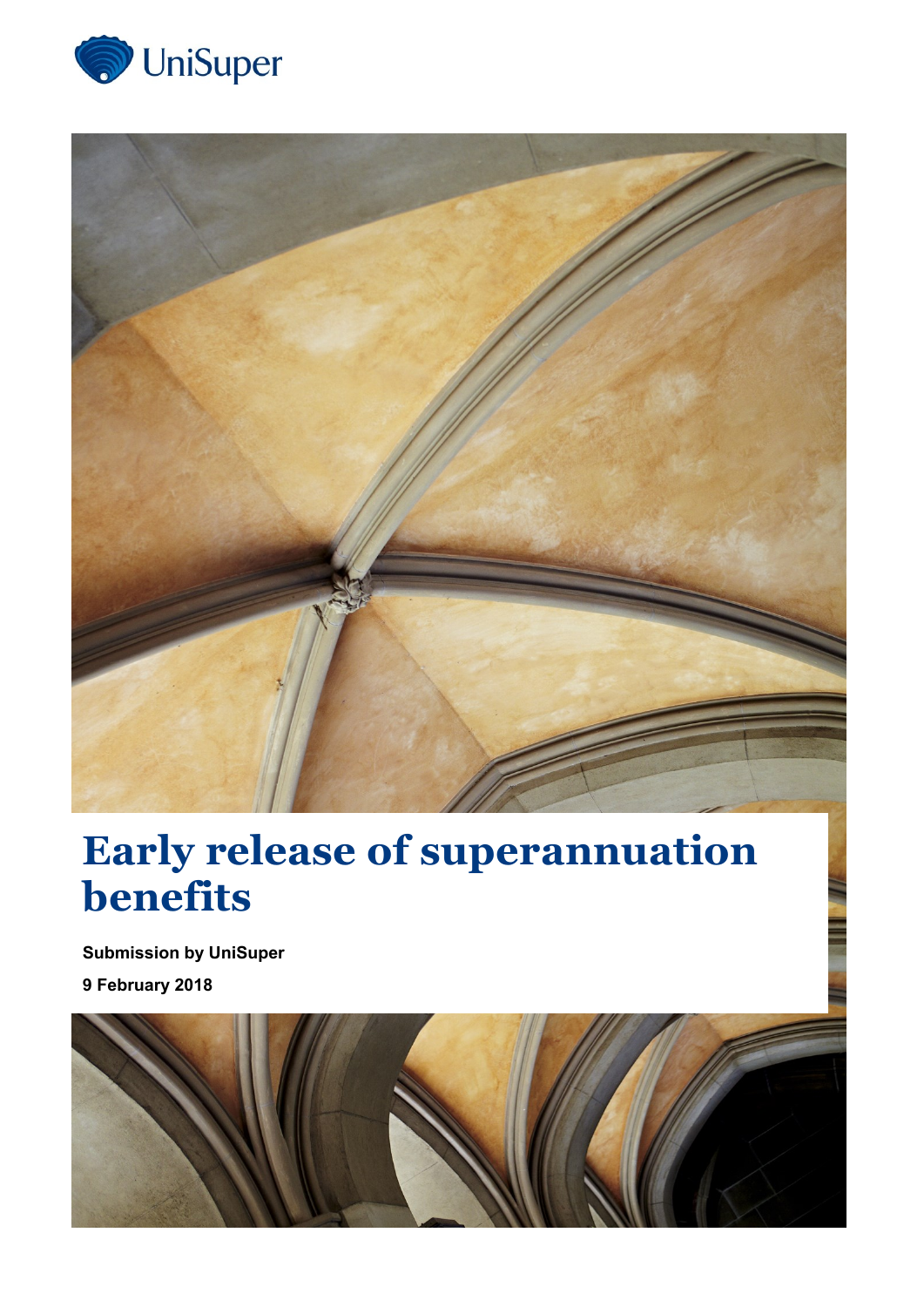UniSuper

# Early release of superannuation benefits

**Submission by UniSuper**

**9 February 2018**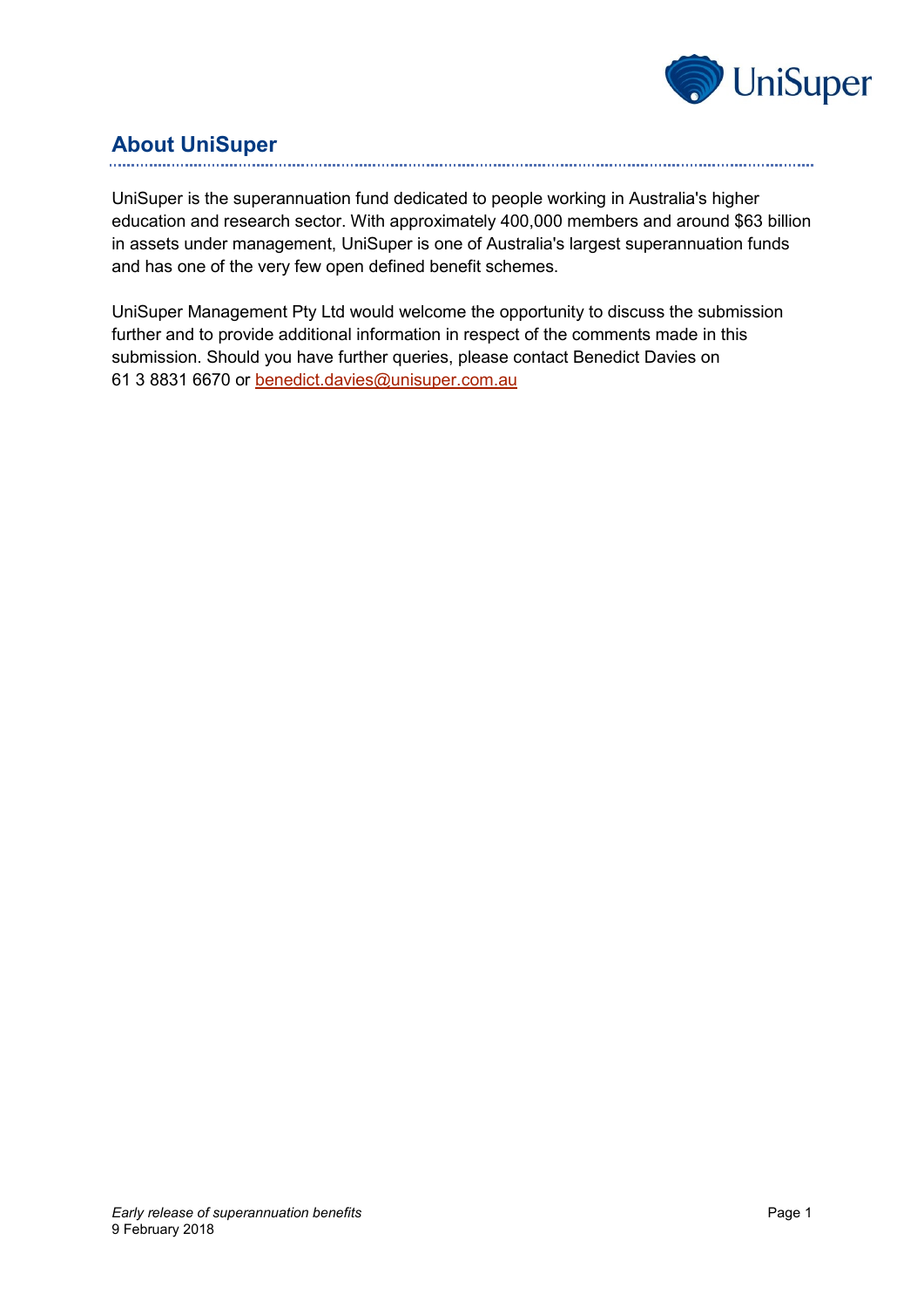## About UniSuper

UniSuper is the superannuation fund dedicated to people working in Australia's higher education and research sector. With approximately 400,000 members and around $63 billion in assets under management, UniSuper is one of Australia's largest superannuation funds and has one of the very few open defined benefit schemes.

UniSuper Management Pty Ltd would welcome the opportunity to discuss the submission further and to provide additional information in respect of the comments made in this submission. Should you have further queries, please contact Benedict Davies on 61 3 8831 6670 or benedict.davies@unisuper.com.au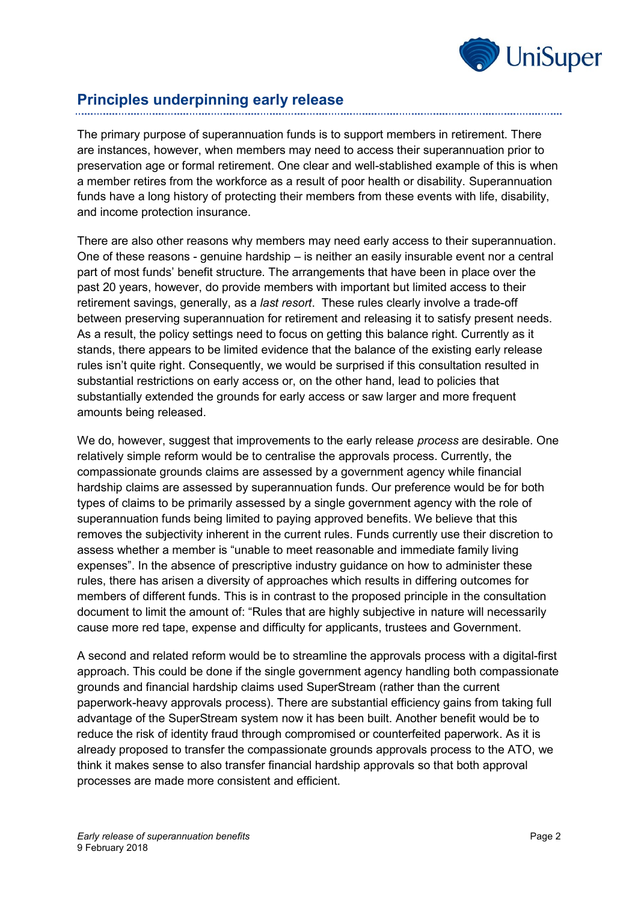## Principles underpinning early release

The primary purpose of superannuation funds is to support members in retirement. There are instances, however, when members may need to access their superannuation prior to preservation age or formal retirement. One clear and well-stablished example of this is when a member retires from the workforce as a result of poor health or disability. Superannuation funds have a long history of protecting their members from these events with life, disability, and income protection insurance.

There are also other reasons why members may need early access to their superannuation. One of these reasons - genuine hardship – is neither an easily insurable event nor a central part of most funds' benefit structure. The arrangements that have been in place over the past 20 years, however, do provide members with important but limited access to their retirement savings, generally, as a *last resort*. These rules clearly involve a trade-off between preserving superannuation for retirement and releasing it to satisfy present needs. As a result, the policy settings need to focus on getting this balance right. Currently as it stands, there appears to be limited evidence that the balance of the existing early release rules isn't quite right. Consequently, we would be surprised if this consultation resulted in substantial restrictions on early access or, on the other hand, lead to policies that substantially extended the grounds for early access or saw larger and more frequent amounts being released.

We do, however, suggest that improvements to the early release *process* are desirable. One relatively simple reform would be to centralise the approvals process. Currently, the compassionate grounds claims are assessed by a government agency while financial hardship claims are assessed by superannuation funds. Our preference would be for both types of claims to be primarily assessed by a single government agency with the role of superannuation funds being limited to paying approved benefits. We believe that this removes the subjectivity inherent in the current rules. Funds currently use their discretion to assess whether a member is "unable to meet reasonable and immediate family living expenses". In the absence of prescriptive industry guidance on how to administer these rules, there has arisen a diversity of approaches which results in differing outcomes for members of different funds. This is in contrast to the proposed principle in the consultation document to limit the amount of: "Rules that are highly subjective in nature will necessarily cause more red tape, expense and difficulty for applicants, trustees and Government.

A second and related reform would be to streamline the approvals process with a digital-first approach. This could be done if the single government agency handling both compassionate grounds and financial hardship claims used SuperStream (rather than the current paperwork-heavy approvals process). There are substantial efficiency gains from taking full advantage of the SuperStream system now it has been built. Another benefit would be to reduce the risk of identity fraud through compromised or counterfeited paperwork. As it is already proposed to transfer the compassionate grounds approvals process to the ATO, we think it makes sense to also transfer financial hardship approvals so that both approval processes are made more consistent and efficient.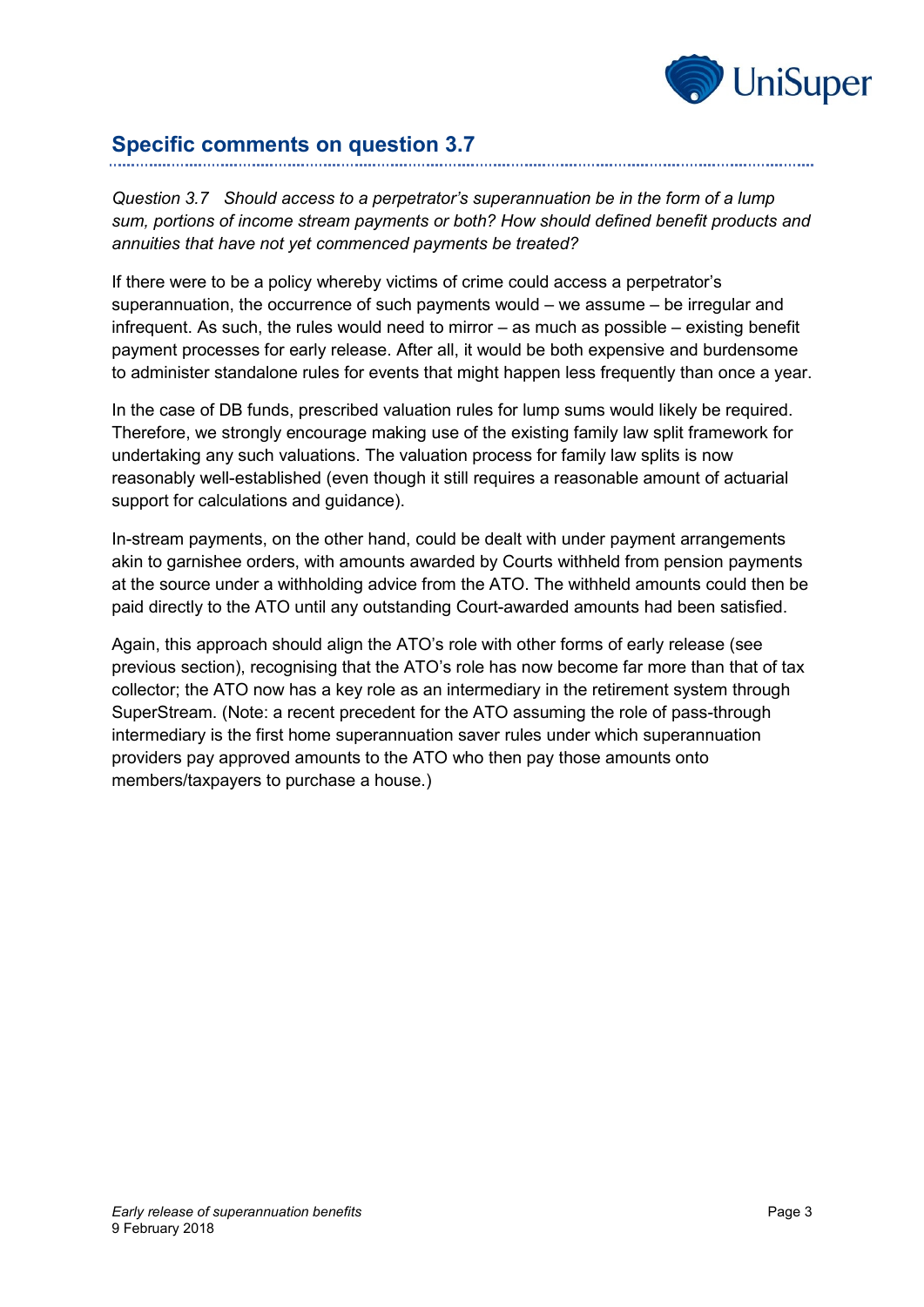## Specific comments on question 3.7

*Question 3.7 Should access to a perpetrator's superannuation be in the form of a lump sum, portions of income stream payments or both? How should defined benefit products and annuities that have not yet commenced payments be treated?*

If there were to be a policy whereby victims of crime could access a perpetrator's superannuation, the occurrence of such payments would – we assume – be irregular and infrequent. As such, the rules would need to mirror – as much as possible – existing benefit payment processes for early release. After all, it would be both expensive and burdensome to administer standalone rules for events that might happen less frequently than once a year.

In the case of DB funds, prescribed valuation rules for lump sums would likely be required. Therefore, we strongly encourage making use of the existing family law split framework for undertaking any such valuations. The valuation process for family law splits is now reasonably well-established (even though it still requires a reasonable amount of actuarial support for calculations and guidance).

In-stream payments, on the other hand, could be dealt with under payment arrangements akin to garnishee orders, with amounts awarded by Courts withheld from pension payments at the source under a withholding advice from the ATO. The withheld amounts could then be paid directly to the ATO until any outstanding Court-awarded amounts had been satisfied.

Again, this approach should align the ATO's role with other forms of early release (see previous section), recognising that the ATO's role has now become far more than that of tax collector; the ATO now has a key role as an intermediary in the retirement system through SuperStream. (Note: a recent precedent for the ATO assuming the role of pass-through intermediary is the first home superannuation saver rules under which superannuation providers pay approved amounts to the ATO who then pay those amounts onto members/taxpayers to purchase a house.)